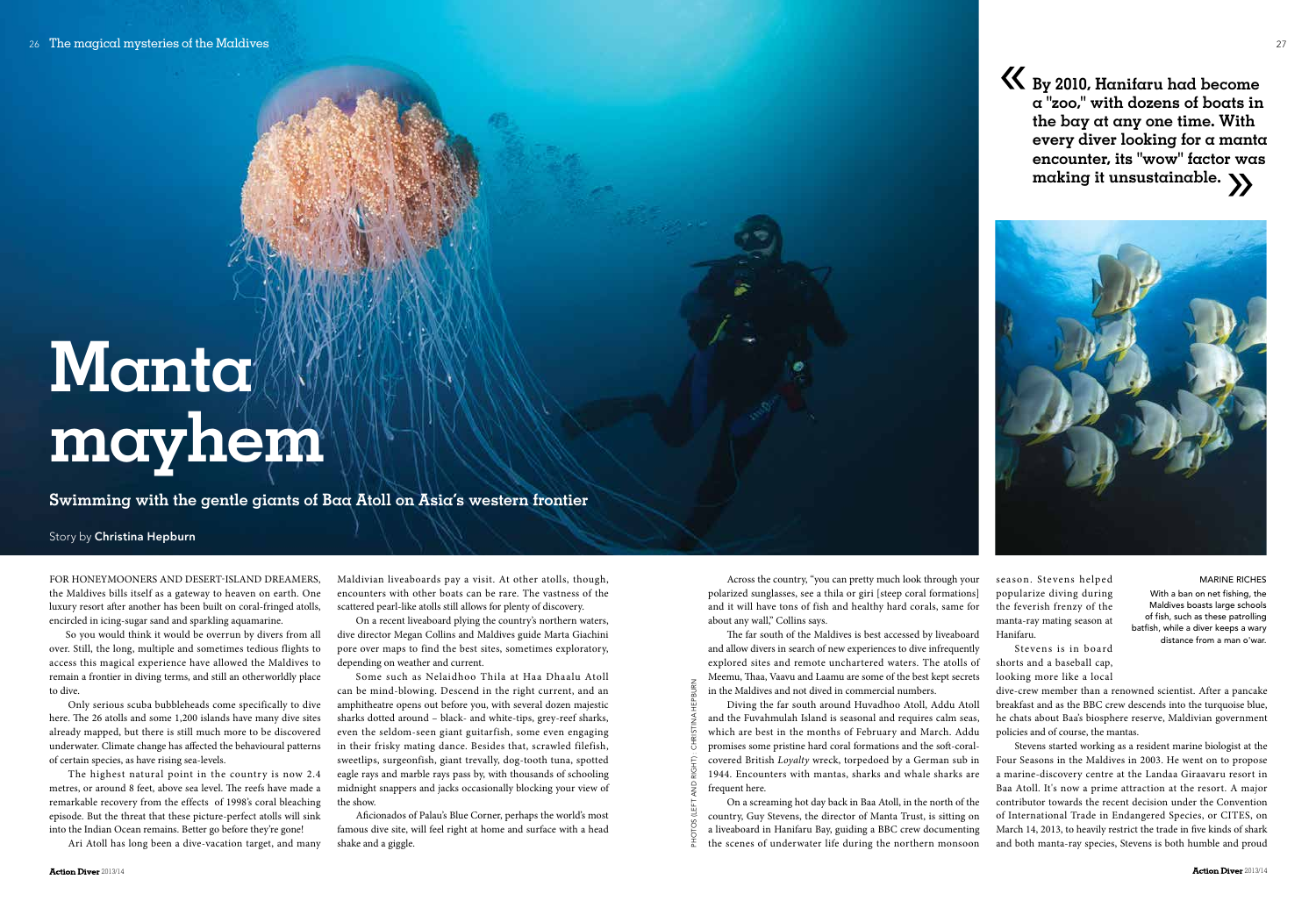# Manta mayhem

**Swimming with the gentle giants of Baa Atoll on Asia's western frontier**

Story by **Christina Hepburn**

FOR HONEYMOONERS AND DESERT-ISLAND DREAMERS, the Maldives bills itself as a gateway to heaven on earth. One luxury resort after another has been built on coral-fringed atolls, encircled in icing-sugar sand and sparkling aquamarine.

So you would think it would be overrun by divers from all over. Still, the long, multiple and sometimes tedious flights to access this magical experience have allowed the Maldives to remain a frontier in diving terms, and still an otherworldly place to dive.

Only serious scuba bubbleheads come specifically to dive here. The 26 atolls and some 1,200 islands have many dive sites already mapped, but there is still much more to be discovered underwater. Climate change has affected the behavioural patterns of certain species, as have rising sea-levels.

The highest natural point in the country is now 2.4 metres, or around 8 feet, above sea level. The reefs have made a remarkable recovery from the effects of 1998's coral bleaching episode. But the threat that these picture-perfect atolls will sink into the Indian Ocean remains. Better go before they're gone!

Ari Atoll has long been a dive-vacation target, and many Maldivian liveaboards pay a visit. At other atolls, though, encounters with other boats can be rare. The vastness of the scattered pearl-like atolls still allows for plenty of discovery.

On a recent liveaboard plying the country's northern waters, dive director Megan Collins and Maldives guide Marta Giachini pore over maps to find the best sites, sometimes exploratory, depending on weather and current.

Some such as Nelaidhoo Thila at Haa Dhaalu Atoll can be mind-blowing. Descend in the right current, and an amphitheatre opens out before you, with several dozen majestic sharks dotted around – black- and white-tips, grey-reef sharks, even the seldom-seen giant guitarfish, some even engaging in their frisky mating dance. Besides that, scrawled filefish, sweetlips, surgeonfish, giant trevally, dog-tooth tuna, spotted eagle rays and marble rays pass by, with thousands of schooling midnight snappers and jacks occasionally blocking your view of the show.

Aficionados of Palau's Blue Corner, perhaps the world's most famous dive site, will feel right at home and surface with a head shake and a giggle.

Across the country, "you can pretty much look through your polarized sunglasses, see a thila or giri [steep coral formations] and it will have tons of fish and healthy hard corals, same for about any wall," Collins says.

The far south of the Maldives is best accessed by liveaboard and allow divers in search of new experiences to dive infrequently explored sites and remote unchartered waters. The atolls of Meemu, Thaa, Vaavu and Laamu are some of the best kept secrets in the Maldives and not dived in commercial numbers.

Diving the far south around Huvadhoo Atoll, Addu Atoll and the Fuvahmulah Island is seasonal and requires calm seas, which are best in the months of February and March. Addu promises some pristine hard coral formations and the soft-coral-covered British *Loyalty* wreck, torpedoed by a German sub in 1944. Encounters with mantas, sharks and whale sharks are frequent here.

On a screaming hot day back in Baa Atoll, in the north of the country, Guy Stevens, the director of Manta Trust, is sitting on a liveaboard in Hanifaru Bay, guiding a BBC crew documenting the scenes of underwater life during the northern monsoon season. Stevens helped popularize diving during the feverish frenzy of the manta-ray mating season at Hanifaru.

Stevens is in board shorts and a baseball cap, looking more like a local dive-crew member than a renowned scientist. After a pancake breakfast and as the BBC crew descends into the turquoise blue, he chats about Baa's biosphere reserve, Maldivian government policies and of course, the mantas.

Stevens started working as a resident marine biologist at the Four Seasons in the Maldives in 2003. He went on to propose a marine-discovery centre at the Landaa Giraavaru resort in Baa Atoll. It's now a prime attraction at the resort. A major contributor towards the recent decision under the Convention of International Trade in Endangered Species, or CITES, on March 14, 2013, to heavily restrict the trade in five kinds of shark and both manta-ray species, Stevens is both humble and proud

> « **By 2010, Hanifaru had become a "zoo," with dozens of boats in the bay at any one time. With every diver looking for a manta encounter, its "wow" factor was making it unsustainable.** »

MARINE RICHES

With a ban on net fishing, the Maldives boasts large schools of fish, such as these patrolling batfish, while a diver keeps a wary distance from a man o'war.

PHOTOS (LEFT AND RIGHT): CHRISTINA HEPBURN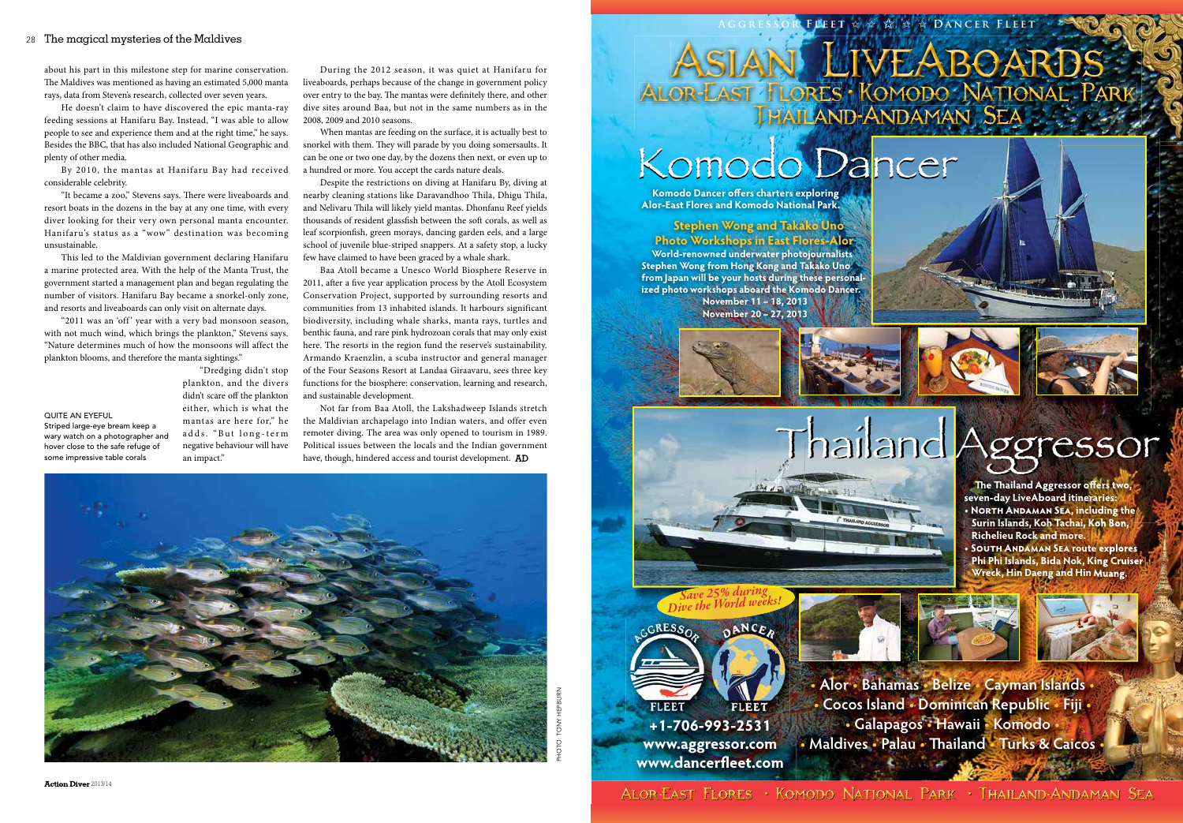about his part in this milestone step for marine conservation. The Maldives was mentioned as having an estimated 5,000 manta rays, data from Steven's research, collected over seven years.

He doesn't claim to have discovered the epic manta-ray feeding sessions at Hanifaru Bay. Instead, "I was able to allow people to see and experience them and at the right time," he says. Besides the BBC, that has also included National Geographic and plenty of other media.

By 2010, the mantas at Hanifaru Bay had received considerable celebrity.

"It became a zoo," Stevens says. There were liveaboards and resort boats in the dozens in the bay at any one time, with every diver looking for their very own personal manta encounter. Hanifaru's status as a "wow" destination was becoming unsustainable.

This led to the Maldivian government declaring Hanifaru a marine protected area. With the help of the Manta Trust, the government started a management plan and began regulating the number of visitors. Hanifaru Bay became a snorkel-only zone, and resorts and liveaboards can only visit on alternate days.

"2011 was an 'off' year with a very bad monsoon season, with not much wind, which brings the plankton," Stevens says. "Nature determines much of how the monsoons will affect the plankton blooms, and therefore the manta sightings."

"Dredging didn't stop plankton, and the divers didn't scare off the plankton either, which is what the mantas are here for," he adds. "But long-term negative behaviour will have an impact."

QUITE AN EYEFUL
Striped large-eye bream keep a wary watch on a photographer and hover close to the safe refuge of some impressive table corals

During the 2012 season, it was quiet at Hanifaru for liveaboards, perhaps because of the change in government policy over entry to the bay. The mantas were definitely there, and other dive sites around Baa, but not in the same numbers as in the 2008, 2009 and 2010 seasons.

When mantas are feeding on the surface, it is actually best to snorkel with them. They will parade by you doing somersaults. It can be one or two one day, by the dozens then next, or even up to a hundred or more. You accept the cards nature deals.

Despite the restrictions on diving at Hanifaru By, diving at nearby cleaning stations like Daravandhoo Thila, Dhigu Thila, and Nelivaru Thila will likely yield mantas. Dhonfanu Reef yields thousands of resident glassfish between the soft corals, as well as leaf scorpionfish, green morays, dancing garden eels, and a large school of juvenile blue-striped snappers. At a safety stop, a lucky few have claimed to have been graced by a whale shark.

Baa Atoll became a Unesco World Biosphere Reserve in 2011, after a five year application process by the Atoll Ecosystem Conservation Project, supported by surrounding resorts and communities from 13 inhabited islands. It harbours significant biodiversity, including whale sharks, manta rays, turtles and benthic fauna, and rare pink hydrozoan corals that may only exist here. The resorts in the region fund the reserve's sustainability. Armando Kraenzlin, a scuba instructor and general manager of the Four Seasons Resort at Landaa Giraavaru, sees three key functions for the biosphere: conservation, learning and research, and sustainable development.

Not far from Baa Atoll, the Lakshadweep Islands stretch the Maldivian archapelago into Indian waters, and offer even remoter diving. The area was only opened to tourism in 1989. Political issues between the locals and the Indian government have, though, hindered access and tourist development. **AD**

PHOTO: TONY HEPBURN

AGGRESSOR FLEET ☆ ☆ ☆ ☆ ☆ DANCER FLEET

# ASIAN LIVEABOARDS

## ALOR-EAST FLORES · KOMODO NATIONAL PARK THAILAND-ANDAMAN SEA

## Komodo Dancer

**Komodo Dancer offers charters exploring Alor-East Flores and Komodo National Park.**

**Stephen Wong and Takako Uno Photo Workshops in East Flores-Alor**

**World-renowned underwater photojournalists Stephen Wong from Hong Kong and Takako Uno from Japan will be your hosts during these personalized photo workshops aboard the Komodo Dancer.**
**November 11 – 18, 2013**
**November 20 – 27, 2013**

## Thailand Aggressor

**The Thailand Aggressor offers two, seven-day LiveAboard itineraries:**

- **NORTH ANDAMAN SEA, including the Surin Islands, Koh Tachai, Koh Bon, Richelieu Rock and more.**
- **SOUTH ANDAMAN SEA route explores Phi Phi Islands, Bida Nok, King Cruiser Wreck, Hin Daeng and Hin Muang.**

*Save 25% during Dive the World weeks!*

AGGRESSOR FLEET DANCER FLEET

**+1-706-993-2531**
**www.aggressor.com**
**www.dancerfleet.com**

**• Alor • Bahamas • Belize • Cayman Islands • • Cocos Island • Dominican Republic • Fiji • • Galapagos • Hawaii • Komodo • • Maldives • Palau • Thailand • Turks & Caicos •**

ALOR-EAST FLORES · KOMODO NATIONAL PARK · THAILAND-ANDAMAN SEA